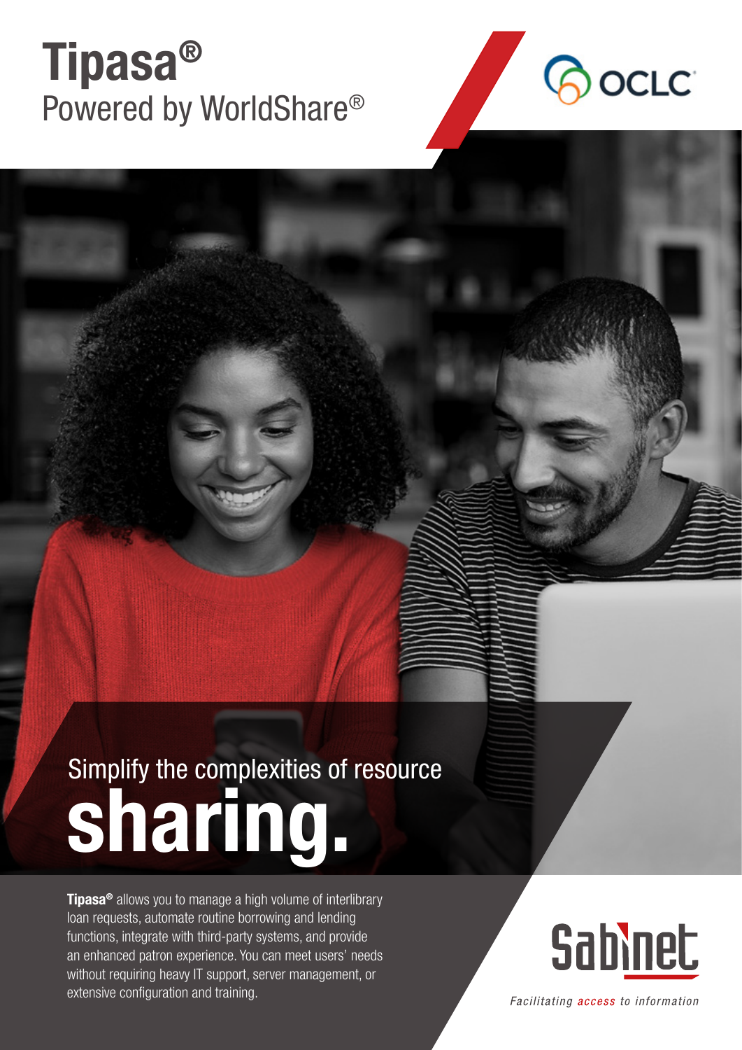# Tipasa®

Powered by WorldShare®

OCLC

## Simplify the complexities of resource **sharing.**

**Tipasa®** allows you to manage a high volume of interlibrary loan requests, automate routine borrowing and lending functions, integrate with third-party systems, and provide an enhanced patron experience. You can meet users' needs without requiring heavy IT support, server management, or extensive configuration and training.

Sabinet

*Facilitating access to information*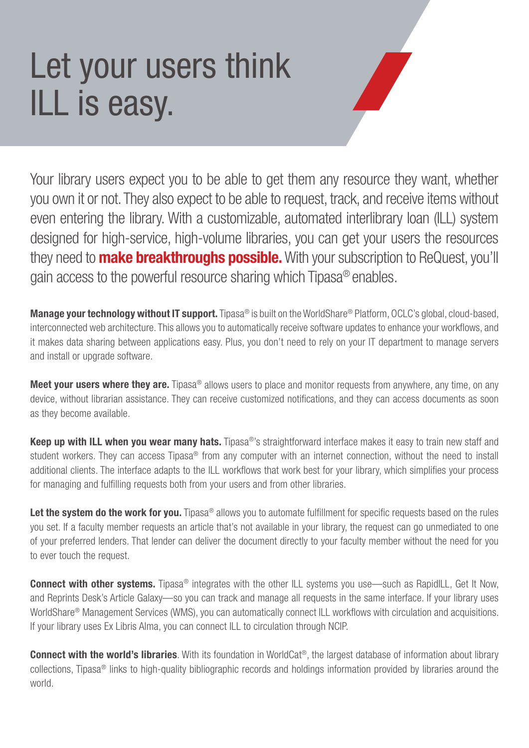# Let your users think ILL is easy.

Your library users expect you to be able to get them any resource they want, whether you own it or not. They also expect to be able to request, track, and receive items without even entering the library. With a customizable, automated interlibrary loan (ILL) system designed for high-service, high-volume libraries, you can get your users the resources they need to **make breakthroughs possible.** With your subscription to ReQuest, you'll gain access to the powerful resource sharing which Tipasa® enables.

**Manage your technology without IT support.** Tipasa® is built on the WorldShare® Platform, OCLC's global, cloud-based, interconnected web architecture. This allows you to automatically receive software updates to enhance your workflows, and it makes data sharing between applications easy. Plus, you don't need to rely on your IT department to manage servers and install or upgrade software.

**Meet your users where they are.** Tipasa® allows users to place and monitor requests from anywhere, any time, on any device, without librarian assistance. They can receive customized notifications, and they can access documents as soon as they become available.

**Keep up with ILL when you wear many hats.** Tipasa®'s straightforward interface makes it easy to train new staff and student workers. They can access Tipasa® from any computer with an internet connection, without the need to install additional clients. The interface adapts to the ILL workflows that work best for your library, which simplifies your process for managing and fulfilling requests both from your users and from other libraries.

**Let the system do the work for you.** Tipasa® allows you to automate fulfillment for specific requests based on the rules you set. If a faculty member requests an article that's not available in your library, the request can go unmediated to one of your preferred lenders. That lender can deliver the document directly to your faculty member without the need for you to ever touch the request.

**Connect with other systems.** Tipasa® integrates with the other ILL systems you use—such as RapidILL, Get It Now, and Reprints Desk's Article Galaxy—so you can track and manage all requests in the same interface. If your library uses WorldShare® Management Services (WMS), you can automatically connect ILL workflows with circulation and acquisitions. If your library uses Ex Libris Alma, you can connect ILL to circulation through NCIP.

**Connect with the world's libraries**. With its foundation in WorldCat®, the largest database of information about library collections, Tipasa® links to high-quality bibliographic records and holdings information provided by libraries around the world.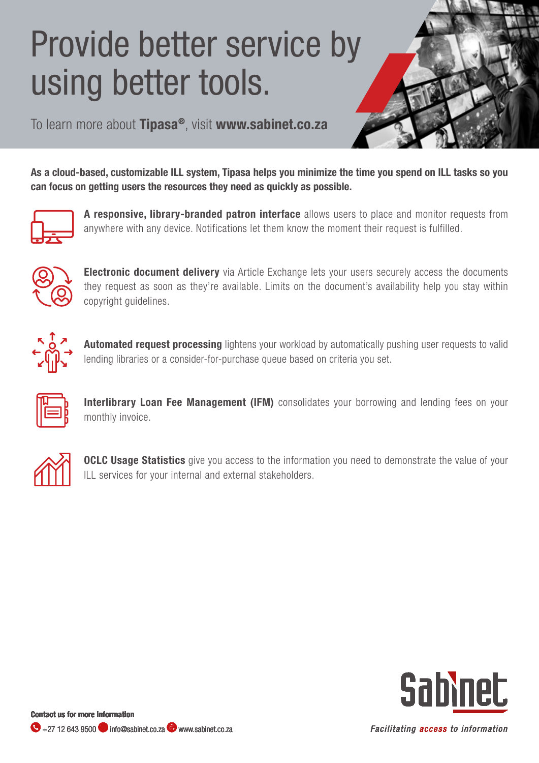# Provide better service by using better tools.

To learn more about **Tipasa®**, visit **www.sabinet.co.za**

**As a cloud-based, customizable ILL system, Tipasa helps you minimize the time you spend on ILL tasks so you can focus on getting users the resources they need as quickly as possible.**

**A responsive, library-branded patron interface** allows users to place and monitor requests from anywhere with any device. Notifications let them know the moment their request is fulfilled.

**Electronic document delivery** via Article Exchange lets your users securely access the documents they request as soon as they're available. Limits on the document's availability help you stay within copyright guidelines.

**Automated request processing** lightens your workload by automatically pushing user requests to valid lending libraries or a consider-for-purchase queue based on criteria you set.

**Interlibrary Loan Fee Management (IFM)** consolidates your borrowing and lending fees on your monthly invoice.

**OCLC Usage Statistics** give you access to the information you need to demonstrate the value of your ILL services for your internal and external stakeholders.

**Contact us for more information**

+27 12 643 9500 info@sabinet.co.za www.sabinet.co.za

Sabinet

*Facilitating access to information*